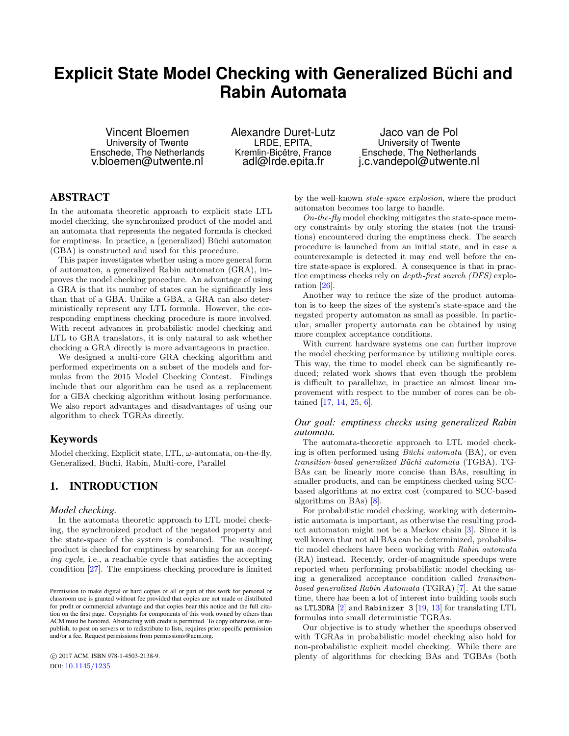# Explicit State Model Checking with Generalized Büchi and Rabin Automata

Vincent Bloemen
University of Twente
Enschede, The Netherlands
v.bloemen@utwente.nl

Alexandre Duret-Lutz
LRDE, EPITA,
Kremlin-Bicêtre, France
adl@lrde.epita.fr

Jaco van de Pol
University of Twente
Enschede, The Netherlands
j.c.vandepol@utwente.nl

## ABSTRACT

In the automata theoretic approach to explicit state LTL model checking, the synchronized product of the model and an automata that represents the negated formula is checked for emptiness. In practice, a (generalized) Büchi automaton (GBA) is constructed and used for this procedure.

This paper investigates whether using a more general form of automaton, a generalized Rabin automaton (GRA), improves the model checking procedure. An advantage of using a GRA is that its number of states can be significantly less than that of a GBA. Unlike a GBA, a GRA can also deterministically represent any LTL formula. However, the corresponding emptiness checking procedure is more involved. With recent advances in probabilistic model checking and LTL to GRA translators, it is only natural to ask whether checking a GRA directly is more advantageous in practice.

We designed a multi-core GRA checking algorithm and performed experiments on a subset of the models and formulas from the 2015 Model Checking Contest. Findings include that our algorithm can be used as a replacement for a GBA checking algorithm without losing performance. We also report advantages and disadvantages of using our algorithm to check TGRAs directly.

## Keywords

Model checking, Explicit state, LTL, $\omega$-automata, on-the-fly, Generalized, Büchi, Rabin, Multi-core, Parallel

## 1. INTRODUCTION

### *Model checking.*

In the automata theoretic approach to LTL model checking, the synchronized product of the negated property and the state-space of the system is combined. The resulting product is checked for emptiness by searching for an *accepting cycle*, i.e., a reachable cycle that satisfies the accepting condition [27]. The emptiness checking procedure is limited by the well-known *state-space explosion*, where the product automaton becomes too large to handle.

*On-the-fly* model checking mitigates the state-space memory constraints by only storing the states (not the transitions) encountered during the emptiness check. The search procedure is launched from an initial state, and in case a counterexample is detected it may end well before the entire state-space is explored. A consequence is that in practice emptiness checks rely on *depth-first search (DFS)* exploration [26].

Another way to reduce the size of the product automaton is to keep the sizes of the system's state-space and the negated property automaton as small as possible. In particular, smaller property automata can be obtained by using more complex acceptance conditions.

With current hardware systems one can further improve the model checking performance by utilizing multiple cores. This way, the time to model check can be significantly reduced; related work shows that even though the problem is difficult to parallelize, in practice an almost linear improvement with respect to the number of cores can be obtained [17, 14, 25, 6].

### *Our goal: emptiness checks using generalized Rabin automata.*

The automata-theoretic approach to LTL model checking is often performed using *Büchi automata* (BA), or even *transition-based generalized Büchi automata* (TGBA). TGBAs can be linearly more concise than BAs, resulting in smaller products, and can be emptiness checked using SCC-based algorithms at no extra cost (compared to SCC-based algorithms on BAs) [8].

For probabilistic model checking, working with deterministic automata is important, as otherwise the resulting product automaton might not be a Markov chain [3]. Since it is well known that not all BAs can be determinized, probabilistic model checkers have been working with *Rabin automata* (RA) instead. Recently, order-of-magnitude speedups were reported when performing probabilistic model checking using a generalized acceptance condition called *transition-based generalized Rabin Automata* (TGRA) [7]. At the same time, there has been a lot of interest into building tools such as `LTL3DRA` [2] and `Rabinizer 3` [19, 13] for translating LTL formulas into small deterministic TGRAs.

Our objective is to study whether the speedups observed with TGRAs in probabilistic model checking also hold for non-probabilistic explicit model checking. While there are plenty of algorithms for checking BAs and TGBAs (both

Permission to make digital or hard copies of all or part of this work for personal or classroom use is granted without fee provided that copies are not made or distributed for profit or commercial advantage and that copies bear this notice and the full citation on the first page. Copyrights for components of this work owned by others than ACM must be honored. Abstracting with credit is permitted. To copy otherwise, or republish, to post on servers or to redistribute to lists, requires prior specific permission and/or a fee. Request permissions from permissions@acm.org.

© 2017 ACM. ISBN 978-1-4503-2138-9.
DOI: 10.1145/1235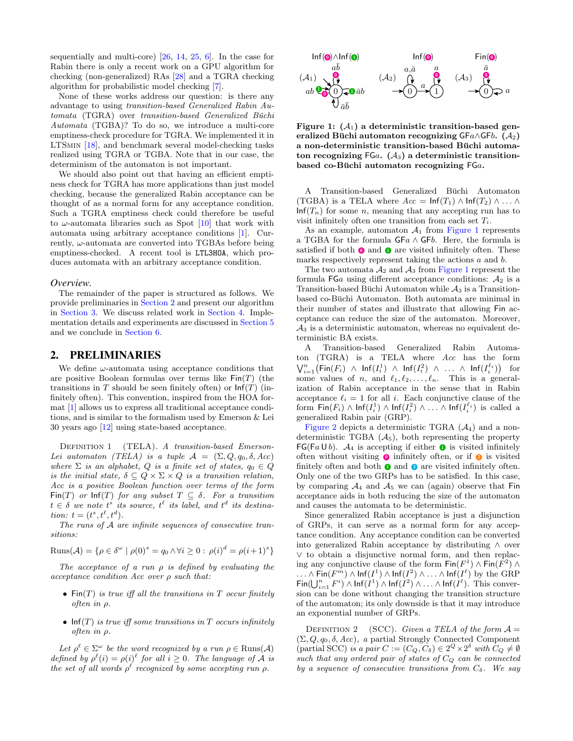sequentially and multi-core) [26, 14, 25, 6]. In the case for Rabin there is only a recent work on a GPU algorithm for checking (non-generalized) RAs [28] and a TGRA checking algorithm for probabilistic model checking [7].

None of these works address our question: is there any advantage to using *transition-based Generalized Rabin Automata* (TGRA) over *transition-based Generalized Büchi Automata* (TGBA)? To do so, we introduce a multi-core emptiness-check procedure for TGRA. We implemented it in LTSmin [18], and benchmark several model-checking tasks realized using TGRA or TGBA. Note that in our case, the determinism of the automaton is not important.

We should also point out that having an efficient emptiness check for TGRA has more applications than just model checking, because the generalized Rabin acceptance can be thought of as a normal form for any acceptance condition. Such a TGRA emptiness check could therefore be useful to ω-automata libraries such as Spot [10] that work with automata using arbitrary acceptance conditions [1]. Currently, ω-automata are converted into TGBAs before being emptiness-checked. A recent tool is LTL3HOA, which produces automata with an arbitrary acceptance condition.

*Overview.*

The remainder of the paper is structured as follows. We provide preliminaries in Section 2 and present our algorithm in Section 3. We discuss related work in Section 4. Implementation details and experiments are discussed in Section 5 and we conclude in Section 6.

## 2. PRELIMINARIES

We define ω-automata using acceptance conditions that are positive Boolean formulas over terms like $\mathsf{Fin}(T)$ (the transitions in $T$ should be seen finitely often) or $\mathsf{Inf}(T)$ (infinitely often). This convention, inspired from the HOA format [1] allows us to express all traditional acceptance conditions, and is similar to the formalism used by Emerson & Lei 30 years ago [12] using state-based acceptance.

Definition 1 (TELA). *A transition-based Emerson-Lei automaton (TELA) is a tuple $\mathcal{A} = (\Sigma, Q, q_0, \delta, Acc)$ where $\Sigma$ is an alphabet, $Q$ is a finite set of states, $q_0 \in Q$ is the initial state, $\delta \subseteq Q \times \Sigma \times Q$ is a transition relation, $Acc$ is a positive Boolean function over terms of the form $\mathsf{Fin}(T)$ or $\mathsf{Inf}(T)$ for any subset $T \subseteq \delta$. For a transition $t \in \delta$ we note $t^s$ its source, $t^\ell$ its label, and $t^d$ its destination: $t = (t^s, t^\ell, t^d)$.*

*The runs of $\mathcal{A}$ are infinite sequences of consecutive transitions:*

$$\mathrm{Runs}(\mathcal{A}) = \{\rho \in \delta^\omega \mid \rho(0)^s = q_0 \land \forall i \geq 0 : \rho(i)^d = \rho(i+1)^s\}$$

*The acceptance of a run $\rho$ is defined by evaluating the acceptance condition $Acc$ over $\rho$ such that:*

- *$\mathsf{Fin}(T)$ is true iff all the transitions in $T$ occur finitely often in $\rho$.*
- *$\mathsf{Inf}(T)$ is true iff some transitions in $T$ occurs infinitely often in $\rho$.*

*Let $\rho^\ell \in \Sigma^\omega$ be the word recognized by a run $\rho \in \mathrm{Runs}(\mathcal{A})$ defined by $\rho^\ell(i) = \rho(i)^\ell$ for all $i \geq 0$. The language of $\mathcal{A}$ is the set of all words $\rho^\ell$ recognized by some accepting run $\rho$.*

**Figure 1: ($\mathcal{A}_1$) a deterministic transition-based generalized Büchi automaton recognizing $\mathsf{GF}a \land \mathsf{GF}b$. ($\mathcal{A}_2$) a non-deterministic transition-based Büchi automaton recognizing $\mathsf{FG}a$. ($\mathcal{A}_3$) a deterministic transition-based co-Büchi automaton recognizing $\mathsf{FG}a$.**

A Transition-based Generalized Büchi Automaton (TGBA) is a TELA where $Acc = \mathsf{Inf}(T_1) \land \mathsf{Inf}(T_2) \land \ldots \land \mathsf{Inf}(T_n)$ for some $n$, meaning that any accepting run has to visit infinitely often one transition from each set $T_i$.

As an example, automaton $\mathcal{A}_1$ from Figure 1 represents a TGBA for the formula $\mathsf{GF}a \land \mathsf{GF}b$. Here, the formula is satisfied if both ⓿ and ❶ are visited infinitely often. These marks respectively represent taking the actions $a$ and $b$.

The two automata $\mathcal{A}_2$ and $\mathcal{A}_3$ from Figure 1 represent the formula $\mathsf{FG}a$ using different acceptance conditions: $\mathcal{A}_2$ is a Transition-based Büchi Automaton while $\mathcal{A}_3$ is a Transition-based co-Büchi Automaton. Both automata are minimal in their number of states and illustrate that allowing $\mathsf{Fin}$ acceptance can reduce the size of the automaton. Moreover, $\mathcal{A}_3$ is a deterministic automaton, whereas no equivalent deterministic BA exists.

A Transition-based Generalized Rabin Automaton (TGRA) is a TELA where $Acc$ has the form $\bigvee_{i=1}^{n}\big(\mathsf{Fin}(F_i) \land \mathsf{Inf}(I_i^1) \land \mathsf{Inf}(I_i^2) \land \ldots \land \mathsf{Inf}(I_i^{\ell_i})\big)$ for some values of $n$, and $\ell_1, \ell_2, \ldots, \ell_n$. This is a generalization of Rabin acceptance in the sense that in Rabin acceptance $\ell_i = 1$ for all $i$. Each conjunctive clause of the form $\mathsf{Fin}(F_i) \land \mathsf{Inf}(I_i^1) \land \mathsf{Inf}(I_i^2) \land \ldots \land \mathsf{Inf}(I_i^{\ell_i})$ is called a generalized Rabin pair (GRP).

Figure 2 depicts a deterministic TGRA ($\mathcal{A}_4$) and a non-deterministic TGBA ($\mathcal{A}_5$), both representing the property $\mathsf{FG}(\mathsf{F}a \cup b)$. $\mathcal{A}_4$ is accepting if either ❶ is visited infinitely often without visiting ⓿ infinitely often, or if ❷ is visited finitely often and both ❶ and ❸ are visited infinitely often. Only one of the two GRPs has to be satisfied. In this case, by comparing $\mathcal{A}_4$ and $\mathcal{A}_5$ we can (again) observe that $\mathsf{Fin}$ acceptance aids in both reducing the size of the automaton and causes the automata to be deterministic.

Since generalized Rabin acceptance is just a disjunction of GRPs, it can serve as a normal form for any acceptance condition. Any acceptance condition can be converted into generalized Rabin acceptance by distributing $\land$ over $\lor$ to obtain a disjunctive normal form, and then replacing any conjunctive clause of the form $\mathsf{Fin}(F^1) \land \mathsf{Fin}(F^2) \land \ldots \land \mathsf{Fin}(F^m) \land \mathsf{Inf}(I^1) \land \mathsf{Inf}(I^2) \land \ldots \land \mathsf{Inf}(I^\ell)$ by the GRP $\mathsf{Fin}(\bigcup_{i=1}^{n} F^i) \land \mathsf{Inf}(I^1) \land \mathsf{Inf}(I^2) \land \ldots \land \mathsf{Inf}(I^\ell)$. This conversion can be done without changing the transition structure of the automaton; its only downside is that it may introduce an exponential number of GRPs.

Definition 2 (SCC). *Given a TELA of the form $\mathcal{A} = (\Sigma, Q, q_0, \delta, Acc)$, a partial Strongly Connected Component (partial SCC) is a pair $C := (C_Q, C_\delta) \in 2^Q \times 2^\delta$ with $C_Q \neq \emptyset$ such that any ordered pair of states of $C_Q$ can be connected by a sequence of consecutive transitions from $C_\delta$. We say*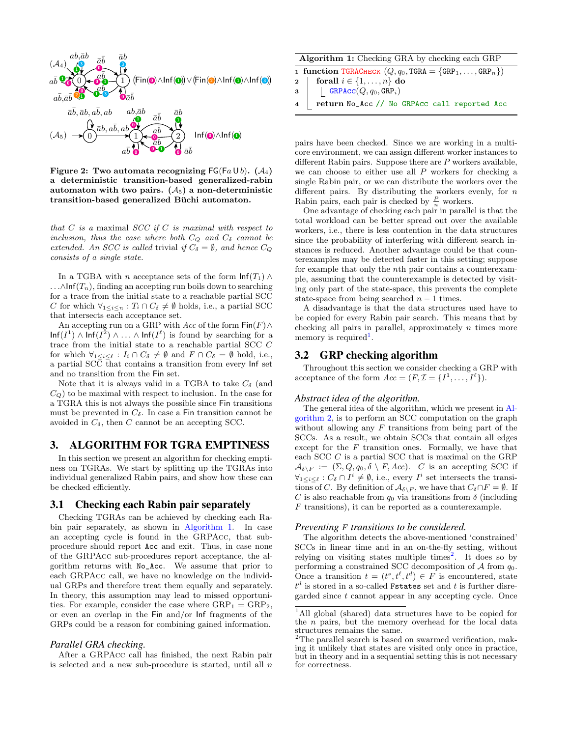**Figure 2: Two automata recognizing $\mathsf{FG}(\mathsf{F}a \,\mathsf{U}\, b)$. ($\mathcal{A}_4$) a deterministic transition-based generalized-rabin automaton with two pairs. ($\mathcal{A}_5$) a non-deterministic transition-based generalized Büchi automaton.**

*that $C$ is a* maximal *SCC if $C$ is maximal with respect to inclusion, thus the case where both $C_Q$ and $C_\delta$ cannot be extended. An SCC is called* trivial *if $C_\delta = \emptyset$, and hence $C_Q$ consists of a single state.*

In a TGBA with $n$ acceptance sets of the form $\mathsf{Inf}(T_1) \wedge \ldots \wedge \mathsf{Inf}(T_n)$, finding an accepting run boils down to searching for a trace from the initial state to a reachable partial SCC $C$ for which $\forall_{1 \leq i \leq n} : T_i \cap C_\delta \neq \emptyset$ holds, i.e., a partial SCC that intersects each acceptance set.

An accepting run on a GRP with $Acc$ of the form $\mathsf{Fin}(F) \wedge \mathsf{Inf}(I^1) \wedge \mathsf{Inf}(I^2) \wedge \ldots \wedge \mathsf{Inf}(I^\ell)$ is found by searching for a trace from the initial state to a reachable partial SCC $C$ for which $\forall_{1 \leq i \leq \ell} : I_i \cap C_\delta \neq \emptyset$ and $F \cap C_\delta = \emptyset$ hold, i.e., a partial SCC that contains a transition from every $\mathsf{Inf}$ set and no transition from the $\mathsf{Fin}$ set.

Note that it is always valid in a TGBA to take $C_\delta$ (and $C_Q$) to be maximal with respect to inclusion. In the case for a TGRA this is not always the possible since $\mathsf{Fin}$ transitions must be prevented in $C_\delta$. In case a $\mathsf{Fin}$ transition cannot be avoided in $C_\delta$, then $C$ cannot be an accepting SCC.

## 3. ALGORITHM FOR TGRA EMPTINESS

In this section we present an algorithm for checking emptiness on TGRAs. We start by splitting up the TGRAs into individual generalized Rabin pairs, and show how these can be checked efficiently.

### 3.1 Checking each Rabin pair separately

Checking TGRAs can be achieved by checking each Rabin pair separately, as shown in Algorithm 1. In case an accepting cycle is found in the GRPAcc, that subprocedure should report `Acc` and exit. Thus, in case none of the GRPAcc sub-procedures report acceptance, the algorithm returns with `No_Acc`. We assume that prior to each GRPAcc call, we have no knowledge on the individual GRPs and therefore treat them equally and separately. In theory, this assumption may lead to missed opportunities. For example, consider the case where $\mathrm{GRP}_1 = \mathrm{GRP}_2$, or even an overlap in the $\mathsf{Fin}$ and/or $\mathsf{Inf}$ fragments of the GRPs could be a reason for combining gained information.

*Parallel GRA checking.*

After a GRPAcc call has finished, the next Rabin pair is selected and a new sub-procedure is started, until all $n$ pairs have been checked. Since we are working in a multi-core environment, we can assign different worker instances to different Rabin pairs. Suppose there are $P$ workers available, we can choose to either use all $P$ workers for checking a single Rabin pair, or we can distribute the workers over the different pairs. By distributing the workers evenly, for $n$ Rabin pairs, each pair is checked by $\frac{P}{n}$ workers.

**Algorithm 1:** Checking GRA by checking each GRP

```
1 function TGRACheck (Q, q0, TGRA = {GRP_1, ..., GRP_n})
2 |  forall i ∈ {1, ..., n} do
3 |  |_ GRPAcc(Q, q0, GRP_i)
4 |_ return No_Acc // No GRPAcc call reported Acc
```

One advantage of checking each pair in parallel is that the total workload can be better spread out over the available workers, i.e., there is less contention in the data structures since the probability of interfering with different search instances is reduced. Another advantage could be that counterexamples may be detected faster in this setting; suppose for example that only the $n$th pair contains a counterexample, assuming that the counterexample is detected by visiting only part of the state-space, this prevents the complete state-space from being searched $n-1$ times.

A disadvantage is that the data structures used have to be copied for every Rabin pair search. This means that by checking all pairs in parallel, approximately $n$ times more memory is required[1].

### 3.2 GRP checking algorithm

Throughout this section we consider checking a GRP with acceptance of the form $Acc = (F, \mathcal{I} = \{I^1, \ldots, I^\ell\})$.

*Abstract idea of the algorithm.*

The general idea of the algorithm, which we present in Algorithm 2, is to perform an SCC computation on the graph without allowing any $F$ transitions from being part of the SCCs. As a result, we obtain SCCs that contain all edges except for the $F$ transition ones. Formally, we have that each SCC $C$ is a partial SCC that is maximal on the GRP $\mathcal{A}_{\delta \setminus F} := (\Sigma, Q, q_0, \delta \setminus F, Acc)$. $C$ is an accepting SCC if $\forall_{1 \leq i \leq \ell} : C_\delta \cap I^i \neq \emptyset$, i.e., every $I^i$ set intersects the transitions of $C$. By definition of $\mathcal{A}_{\delta \setminus F}$, we have that $C_\delta \cap F = \emptyset$. If $C$ is also reachable from $q_0$ via transitions from $\delta$ (including $F$ transitions), it can be reported as a counterexample.

*Preventing $F$ transitions to be considered.*

The algorithm detects the above-mentioned 'constrained' SCCs in linear time and in an on-the-fly setting, without relying on visiting states multiple times[2]. It does so by performing a constrained SCC decomposition of $\mathcal{A}$ from $q_0$. Once a transition $t = (t^s, t^\ell, t^d) \in F$ is encountered, state $t^d$ is stored in a so-called `Fstates` set and $t$ is further disregarded since $t$ cannot appear in any accepting cycle. Once

[1] All global (shared) data structures have to be copied for the $n$ pairs, but the memory overhead for the local data structures remains the same.

[2] The parallel search is based on swarmed verification, making it unlikely that states are visited only once in practice, but in theory and in a sequential setting this is not necessary for correctness.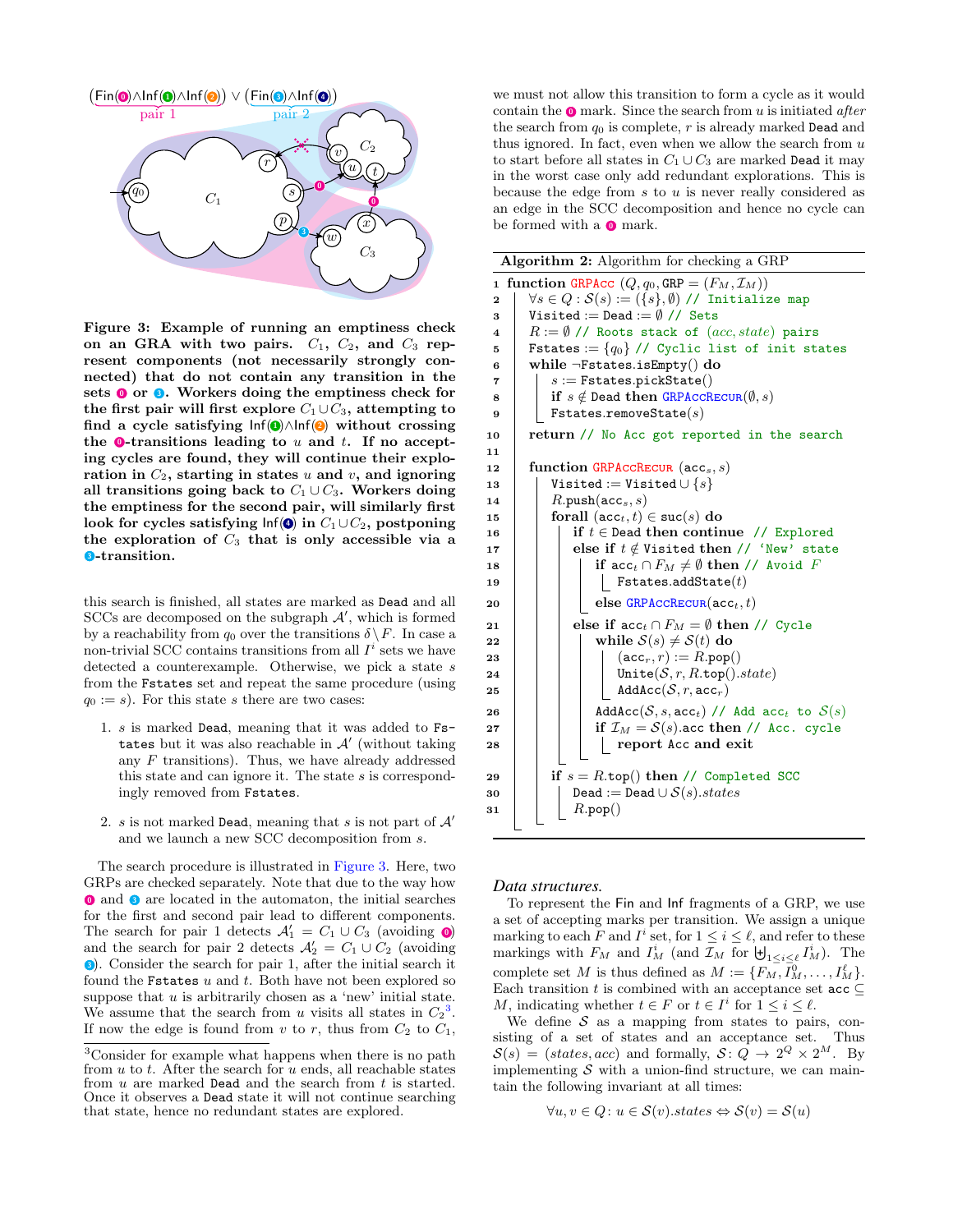$(\mathsf{Fin}(0) \wedge \mathsf{Inf}(1) \wedge \mathsf{Inf}(2)) \vee (\mathsf{Fin}(3) \wedge \mathsf{Inf}(4))$

pair 1 — pair 2

**Figure 3: Example of running an emptiness check on an GRA with two pairs. $C_1$, $C_2$, and $C_3$ represent components (not necessarily strongly connected) that do not contain any transition in the sets 0 or 3. Workers doing the emptiness check for the first pair will first explore $C_1 \cup C_3$, attempting to find a cycle satisfying $\mathsf{Inf}(1) \wedge \mathsf{Inf}(2)$ without crossing the 0-transitions leading to $u$ and $t$. If no accepting cycles are found, they will continue their exploration in $C_2$, starting in states $u$ and $v$, and ignoring all transitions going back to $C_1 \cup C_3$. Workers doing the emptiness for the second pair, will similarly first look for cycles satisfying $\mathsf{Inf}(4)$ in $C_1 \cup C_2$, postponing the exploration of $C_3$ that is only accessible via a 3-transition.**

this search is finished, all states are marked as Dead and all SCCs are decomposed on the subgraph $\mathcal{A}'$, which is formed by a reachability from $q_0$ over the transitions $\delta \setminus F$. In case a non-trivial SCC contains transitions from all $I^i$ sets we have detected a counterexample. Otherwise, we pick a state $s$ from the Fstates set and repeat the same procedure (using $q_0 := s$). For this state $s$ there are two cases:

1. $s$ is marked Dead, meaning that it was added to Fstates but it was also reachable in $\mathcal{A}'$ (without taking any $F$ transitions). Thus, we have already addressed this state and can ignore it. The state $s$ is correspondingly removed from Fstates.
2. $s$ is not marked Dead, meaning that $s$ is not part of $\mathcal{A}'$ and we launch a new SCC decomposition from $s$.

The search procedure is illustrated in Figure 3. Here, two GRPs are checked separately. Note that due to the way how 0 and 3 are located in the automaton, the initial searches for the first and second pair lead to different components. The search for pair 1 detects $\mathcal{A}'_1 = C_1 \cup C_3$ (avoiding 0) and the search for pair 2 detects $\mathcal{A}'_2 = C_1 \cup C_2$ (avoiding 3). Consider the search for pair 1, after the initial search it found the Fstates $u$ and $t$. Both have not been explored so suppose that $u$ is arbitrarily chosen as a 'new' initial state. We assume that the search from $u$ visits all states in $C_2$[3]. If now the edge is found from $v$ to $r$, thus from $C_2$ to $C_1$, we must not allow this transition to form a cycle as it would contain the 0 mark. Since the search from $u$ is initiated *after* the search from $q_0$ is complete, $r$ is already marked Dead and thus ignored. In fact, even when we allow the search from $u$ to start before all states in $C_1 \cup C_3$ are marked Dead it may in the worst case only add redundant explorations. This is because the edge from $s$ to $u$ is never really considered as an edge in the SCC decomposition and hence no cycle can be formed with a 0 mark.

[3]Consider for example what happens when there is no path from $u$ to $t$. After the search for $u$ ends, all reachable states from $u$ are marked Dead and the search from $t$ is started. Once it observes a Dead state it will not continue searching that state, hence no redundant states are explored.

**Algorithm 2:** Algorithm for checking a GRP

```
1  function GRPAcc (Q, q0, GRP = (F_M, I_M))
2    ∀s ∈ Q : S(s) := ({s}, ∅) // Initialize map
3    Visited := Dead := ∅ // Sets
4    R := ∅ // Roots stack of (acc, state) pairs
5    Fstates := {q0} // Cyclic list of init states
6    while ¬Fstates.isEmpty() do
7      s := Fstates.pickState()
8      if s ∉ Dead then GRPAccRecur(∅, s)
9      Fstates.removeState(s)
10   return // No Acc got reported in the search
11
12   function GRPAccRecur (acc_s, s)
13     Visited := Visited ∪ {s}
14     R.push(acc_s, s)
15     forall (acc_t, t) ∈ suc(s) do
16       if t ∈ Dead then continue // Explored
17       else if t ∉ Visited then // 'New' state
18         if acc_t ∩ F_M ≠ ∅ then // Avoid F
19           Fstates.addState(t)
20         else GRPAccRecur(acc_t, t)
21       else if acc_t ∩ F_M = ∅ then // Cycle
22         while S(s) ≠ S(t) do
23           (acc_r, r) := R.pop()
24           Unite(S, r, R.top().state)
25           AddAcc(S, r, acc_r)
26         AddAcc(S, s, acc_t) // Add acc_t to S(s)
27         if I_M = S(s).acc then // Acc. cycle
28           report Acc and exit
29     if s = R.top() then // Completed SCC
30       Dead := Dead ∪ S(s).states
31       R.pop()
```

*Data structures.*

To represent the Fin and Inf fragments of a GRP, we use a set of accepting marks per transition. We assign a unique marking to each $F$ and $I^i$ set, for $1 \le i \le \ell$, and refer to these markings with $F_M$ and $I^i_M$ (and $\mathcal{I}_M$ for $\biguplus_{1 \le i \le \ell} I^i_M$). The complete set $M$ is thus defined as $M := \{F_M, I^0_M, \dots, I^\ell_M\}$. Each transition $t$ is combined with an acceptance set $\mathtt{acc} \subseteq M$, indicating whether $t \in F$ or $t \in I^i$ for $1 \le i \le \ell$.

We define $\mathcal{S}$ as a mapping from states to pairs, consisting of a set of states and an acceptance set. Thus $\mathcal{S}(s) = (states, acc)$ and formally, $\mathcal{S}\colon Q \to 2^Q \times 2^M$. By implementing $\mathcal{S}$ with a union-find structure, we can maintain the following invariant at all times:

$$\forall u, v \in Q\colon u \in \mathcal{S}(v).states \Leftrightarrow \mathcal{S}(v) = \mathcal{S}(u)$$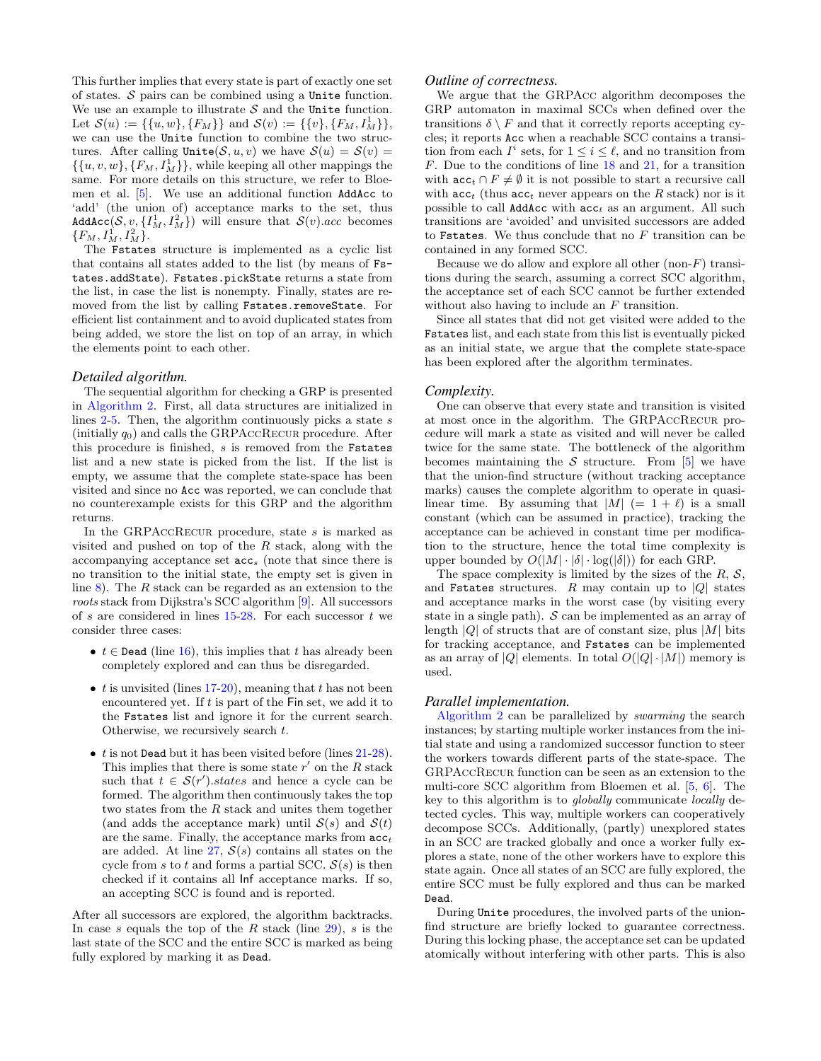This further implies that every state is part of exactly one set of states. $\mathcal{S}$ pairs can be combined using a `Unite` function. We use an example to illustrate $\mathcal{S}$ and the `Unite` function. Let $\mathcal{S}(u) := \{\{u, w\}, \{F_M\}\}$ and $\mathcal{S}(v) := \{\{v\}, \{F_M, I^1_M\}\}$, we can use the `Unite` function to combine the two structures. After calling $\texttt{Unite}(\mathcal{S}, u, v)$ we have $\mathcal{S}(u) = \mathcal{S}(v) = \{\{u, v, w\}, \{F_M, I^1_M\}\}$, while keeping all other mappings the same. For more details on this structure, we refer to Bloemen et al. [5]. We use an additional function `AddAcc` to 'add' (the union of) acceptance marks to the set, thus $\texttt{AddAcc}(\mathcal{S}, v, \{I^1_M, I^2_M\})$ will ensure that $\mathcal{S}(v).acc$ becomes $\{F_M, I^1_M, I^2_M\}$.

The `Fstates` structure is implemented as a cyclic list that contains all states added to the list (by means of `Fstates.addState`). `Fstates.pickState` returns a state from the list, in case the list is nonempty. Finally, states are removed from the list by calling `Fstates.removeState`. For efficient list containment and to avoid duplicated states from being added, we store the list on top of an array, in which the elements point to each other.

### *Detailed algorithm.*

The sequential algorithm for checking a GRP is presented in Algorithm 2. First, all data structures are initialized in lines 2-5. Then, the algorithm continuously picks a state $s$ (initially $q_0$) and calls the GRPAccRecur procedure. After this procedure is finished, $s$ is removed from the `Fstates` list and a new state is picked from the list. If the list is empty, we assume that the complete state-space has been visited and since no `Acc` was reported, we can conclude that no counterexample exists for this GRP and the algorithm returns.

In the GRPAccRecur procedure, state $s$ is marked as visited and pushed on top of the $R$ stack, along with the accompanying acceptance set $\texttt{acc}_s$ (note that since there is no transition to the initial state, the empty set is given in line 8). The $R$ stack can be regarded as an extension to the *roots* stack from Dijkstra's SCC algorithm [9]. All successors of $s$ are considered in lines 15-28. For each successor $t$ we consider three cases:

- $t \in \texttt{Dead}$ (line 16), this implies that $t$ has already been completely explored and can thus be disregarded.
- $t$ is unvisited (lines 17-20), meaning that $t$ has not been encountered yet. If $t$ is part of the $\mathsf{Fin}$ set, we add it to the `Fstates` list and ignore it for the current search. Otherwise, we recursively search $t$.
- $t$ is not `Dead` but it has been visited before (lines 21-28). This implies that there is some state $r'$ on the $R$ stack such that $t \in \mathcal{S}(r').states$ and hence a cycle can be formed. The algorithm then continuously takes the top two states from the $R$ stack and unites them together (and adds the acceptance mark) until $\mathcal{S}(s)$ and $\mathcal{S}(t)$ are the same. Finally, the acceptance marks from $\texttt{acc}_t$ are added. At line 27, $\mathcal{S}(s)$ contains all states on the cycle from $s$ to $t$ and forms a partial SCC. $\mathcal{S}(s)$ is then checked if it contains all $\mathsf{Inf}$ acceptance marks. If so, an accepting SCC is found and is reported.

After all successors are explored, the algorithm backtracks. In case $s$ equals the top of the $R$ stack (line 29), $s$ is the last state of the SCC and the entire SCC is marked as being fully explored by marking it as `Dead`.

### *Outline of correctness.*

We argue that the GRPAcc algorithm decomposes the GRP automaton in maximal SCCs when defined over the transitions $\delta \setminus F$ and that it correctly reports accepting cycles; it reports `Acc` when a reachable SCC contains a transition from each $I^i$ sets, for $1 \leq i \leq \ell$, and no transition from $F$. Due to the conditions of line 18 and 21, for a transition with $\texttt{acc}_t \cap F \neq \emptyset$ it is not possible to start a recursive call with $\texttt{acc}_t$ (thus $\texttt{acc}_t$ never appears on the $R$ stack) nor is it possible to call `AddAcc` with $\texttt{acc}_t$ as an argument. All such transitions are 'avoided' and unvisited successors are added to `Fstates`. We thus conclude that no $F$ transition can be contained in any formed SCC.

Because we do allow and explore all other (non-$F$) transitions during the search, assuming a correct SCC algorithm, the acceptance set of each SCC cannot be further extended without also having to include an $F$ transition.

Since all states that did not get visited were added to the `Fstates` list, and each state from this list is eventually picked as an initial state, we argue that the complete state-space has been explored after the algorithm terminates.

### *Complexity.*

One can observe that every state and transition is visited at most once in the algorithm. The GRPAccRecur procedure will mark a state as visited and will never be called twice for the same state. The bottleneck of the algorithm becomes maintaining the $\mathcal{S}$ structure. From [5] we have that the union-find structure (without tracking acceptance marks) causes the complete algorithm to operate in quasi-linear time. By assuming that $|M|$ $(= 1 + \ell)$ is a small constant (which can be assumed in practice), tracking the acceptance can be achieved in constant time per modification to the structure, hence the total time complexity is upper bounded by $O(|M| \cdot |\delta| \cdot \log(|\delta|))$ for each GRP.

The space complexity is limited by the sizes of the $R$, $\mathcal{S}$, and `Fstates` structures. $R$ may contain up to $|Q|$ states and acceptance marks in the worst case (by visiting every state in a single path). $\mathcal{S}$ can be implemented as an array of length $|Q|$ of structs that are of constant size, plus $|M|$ bits for tracking acceptance, and `Fstates` can be implemented as an array of $|Q|$ elements. In total $O(|Q| \cdot |M|)$ memory is used.

### *Parallel implementation.*

Algorithm 2 can be parallelized by *swarming* the search instances; by starting multiple worker instances from the initial state and using a randomized successor function to steer the workers towards different parts of the state-space. The GRPAccRecur function can be seen as an extension to the multi-core SCC algorithm from Bloemen et al. [5, 6]. The key to this algorithm is to *globally* communicate *locally* detected cycles. This way, multiple workers can cooperatively decompose SCCs. Additionally, (partly) unexplored states in an SCC are tracked globally and once a worker fully explores a state, none of the other workers have to explore this state again. Once all states of an SCC are fully explored, the entire SCC must be fully explored and thus can be marked `Dead`.

During `Unite` procedures, the involved parts of the union-find structure are briefly locked to guarantee correctness. During this locking phase, the acceptance set can be updated atomically without interfering with other parts. This is also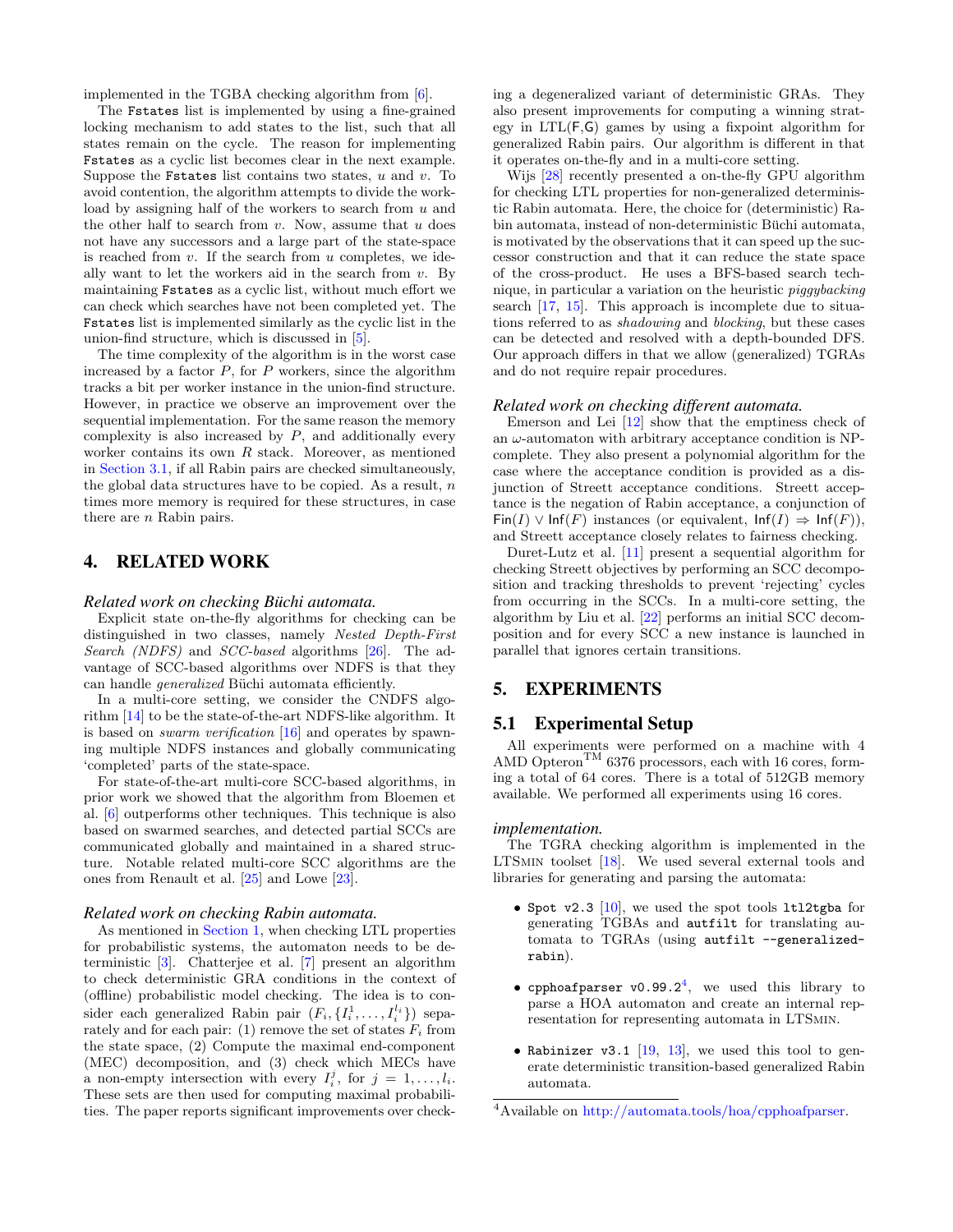implemented in the TGBA checking algorithm from [6].

The `Fstates` list is implemented by using a fine-grained locking mechanism to add states to the list, such that all states remain on the cycle. The reason for implementing `Fstates` as a cyclic list becomes clear in the next example. Suppose the `Fstates` list contains two states, $u$ and $v$. To avoid contention, the algorithm attempts to divide the workload by assigning half of the workers to search from $u$ and the other half to search from $v$. Now, assume that $u$ does not have any successors and a large part of the state-space is reached from $v$. If the search from $u$ completes, we ideally want to let the workers aid in the search from $v$. By maintaining `Fstates` as a cyclic list, without much effort we can check which searches have not been completed yet. The `Fstates` list is implemented similarly as the cyclic list in the union-find structure, which is discussed in [5].

The time complexity of the algorithm is in the worst case increased by a factor $P$, for $P$ workers, since the algorithm tracks a bit per worker instance in the union-find structure. However, in practice we observe an improvement over the sequential implementation. For the same reason the memory complexity is also increased by $P$, and additionally every worker contains its own $R$ stack. Moreover, as mentioned in Section 3.1, if all Rabin pairs are checked simultaneously, the global data structures have to be copied. As a result, $n$ times more memory is required for these structures, in case there are $n$ Rabin pairs.

## 4. RELATED WORK

### *Related work on checking Büchi automata.*

Explicit state on-the-fly algorithms for checking can be distinguished in two classes, namely *Nested Depth-First Search (NDFS)* and *SCC-based* algorithms [26]. The advantage of SCC-based algorithms over NDFS is that they can handle *generalized* Büchi automata efficiently.

In a multi-core setting, we consider the CNDFS algorithm [14] to be the state-of-the-art NDFS-like algorithm. It is based on *swarm verification* [16] and operates by spawning multiple NDFS instances and globally communicating 'completed' parts of the state-space.

For state-of-the-art multi-core SCC-based algorithms, in prior work we showed that the algorithm from Bloemen et al. [6] outperforms other techniques. This technique is also based on swarmed searches, and detected partial SCCs are communicated globally and maintained in a shared structure. Notable related multi-core SCC algorithms are the ones from Renault et al. [25] and Lowe [23].

### *Related work on checking Rabin automata.*

As mentioned in Section 1, when checking LTL properties for probabilistic systems, the automaton needs to be deterministic [3]. Chatterjee et al. [7] present an algorithm to check deterministic GRA conditions in the context of (offline) probabilistic model checking. The idea is to consider each generalized Rabin pair $(F_i, \{I_i^1, \ldots, I_i^{l_i}\})$ separately and for each pair: (1) remove the set of states $F_i$ from the state space, (2) Compute the maximal end-component (MEC) decomposition, and (3) check which MECs have a non-empty intersection with every $I_i^j$, for $j = 1, \ldots, l_i$. These sets are then used for computing maximal probabilities. The paper reports significant improvements over checking a degeneralized variant of deterministic GRAs. They also present improvements for computing a winning strategy in LTL(F,G) games by using a fixpoint algorithm for generalized Rabin pairs. Our algorithm is different in that it operates on-the-fly and in a multi-core setting.

Wijs [28] recently presented a on-the-fly GPU algorithm for checking LTL properties for non-generalized deterministic Rabin automata. Here, the choice for (deterministic) Rabin automata, instead of non-deterministic Büchi automata, is motivated by the observations that it can speed up the successor construction and that it can reduce the state space of the cross-product. He uses a BFS-based search technique, in particular a variation on the heuristic *piggybacking* search [17, 15]. This approach is incomplete due to situations referred to as *shadowing* and *blocking*, but these cases can be detected and resolved with a depth-bounded DFS. Our approach differs in that we allow (generalized) TGRAs and do not require repair procedures.

### *Related work on checking different automata.*

Emerson and Lei [12] show that the emptiness check of an $\omega$-automaton with arbitrary acceptance condition is NP-complete. They also present a polynomial algorithm for the case where the acceptance condition is provided as a disjunction of Streett acceptance conditions. Streett acceptance is the negation of Rabin acceptance, a conjunction of $\mathsf{Fin}(I) \vee \mathsf{Inf}(F)$ instances (or equivalent, $\mathsf{Inf}(I) \Rightarrow \mathsf{Inf}(F)$), and Streett acceptance closely relates to fairness checking.

Duret-Lutz et al. [11] present a sequential algorithm for checking Streett objectives by performing an SCC decomposition and tracking thresholds to prevent 'rejecting' cycles from occurring in the SCCs. In a multi-core setting, the algorithm by Liu et al. [22] performs an initial SCC decomposition and for every SCC a new instance is launched in parallel that ignores certain transitions.

## 5. EXPERIMENTS

### 5.1 Experimental Setup

All experiments were performed on a machine with 4 AMD Opteron™ 6376 processors, each with 16 cores, forming a total of 64 cores. There is a total of 512GB memory available. We performed all experiments using 16 cores.

### *implementation.*

The TGRA checking algorithm is implemented in the LTSmin toolset [18]. We used several external tools and libraries for generating and parsing the automata:

- `Spot v2.3` [10], we used the spot tools `ltl2tgba` for generating TGBAs and `autfilt` for translating automata to TGRAs (using `autfilt --generalized-rabin`).
- `cpphoafparser v0.99.2`[4], we used this library to parse a HOA automaton and create an internal representation for representing automata in LTSmin.
- `Rabinizer v3.1` [19, 13], we used this tool to generate deterministic transition-based generalized Rabin automata.

[4]Available on http://automata.tools/hoa/cpphoafparser.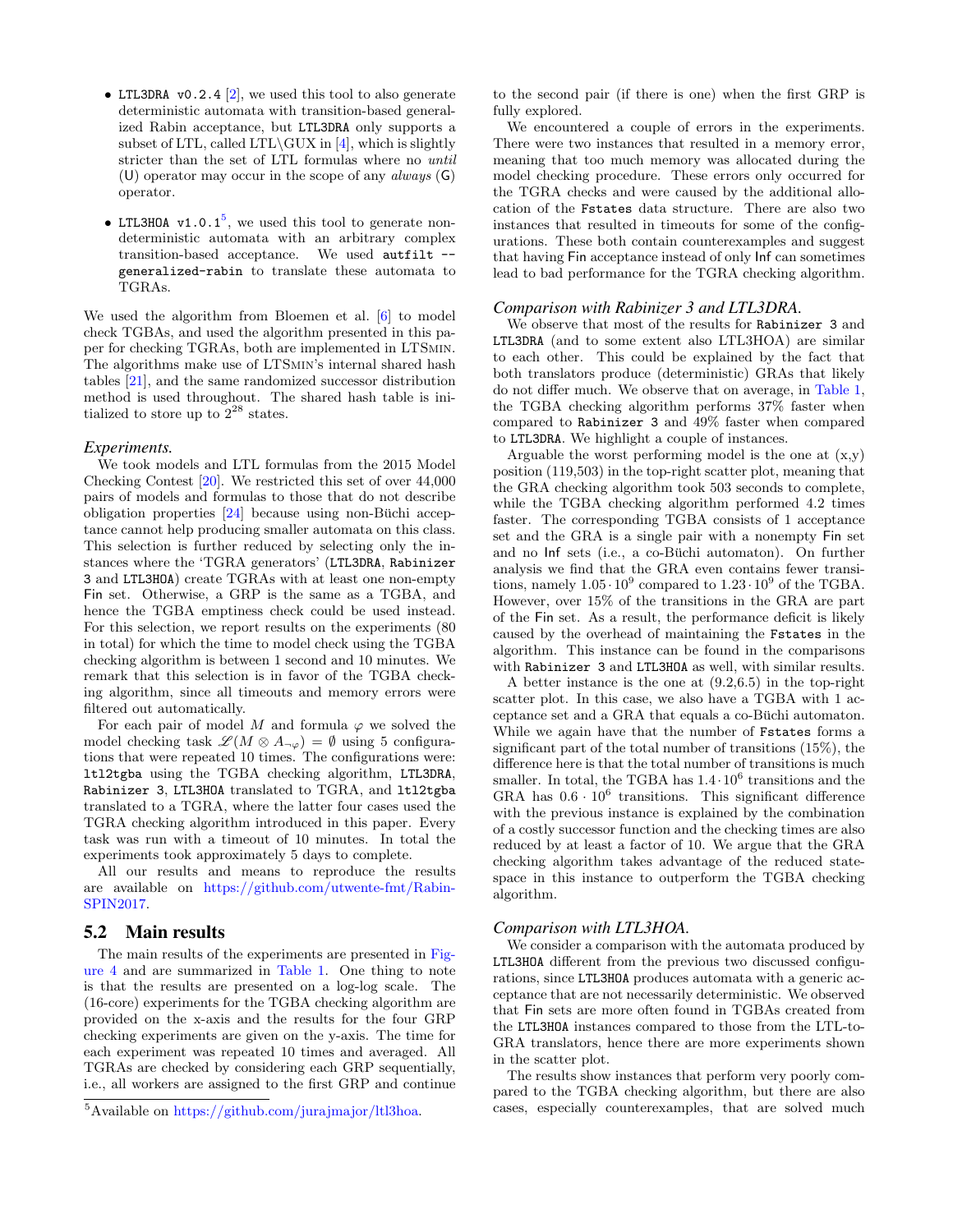- `LTL3DRA v0.2.4` [2], we used this tool to also generate deterministic automata with transition-based generalized Rabin acceptance, but `LTL3DRA` only supports a subset of LTL, called LTL\GUX in [4], which is slightly stricter than the set of LTL formulas where no *until* (U) operator may occur in the scope of any *always* (G) operator.

- `LTL3HOA v1.0.1`[5], we used this tool to generate non-deterministic automata with an arbitrary complex transition-based acceptance. We used `autfilt --generalized-rabin` to translate these automata to TGRAs.

We used the algorithm from Bloemen et al. [6] to model check TGBAs, and used the algorithm presented in this paper for checking TGRAs, both are implemented in LTSmin. The algorithms make use of LTSmin's internal shared hash tables [21], and the same randomized successor distribution method is used throughout. The shared hash table is initialized to store up to $2^{28}$ states.

### *Experiments.*

We took models and LTL formulas from the 2015 Model Checking Contest [20]. We restricted this set of over 44,000 pairs of models and formulas to those that do not describe obligation properties [24] because using non-Büchi acceptance cannot help producing smaller automata on this class. This selection is further reduced by selecting only the instances where the 'TGRA generators' (`LTL3DRA`, `Rabinizer 3` and `LTL3HOA`) create TGRAs with at least one non-empty Fin set. Otherwise, a GRP is the same as a TGBA, and hence the TGBA emptiness check could be used instead. For this selection, we report results on the experiments (80 in total) for which the time to model check using the TGBA checking algorithm is between 1 second and 10 minutes. We remark that this selection is in favor of the TGBA checking algorithm, since all timeouts and memory errors were filtered out automatically.

For each pair of model $M$ and formula $\varphi$ we solved the model checking task $\mathscr{L}(M \otimes A_{\neg\varphi}) = \emptyset$ using 5 configurations that were repeated 10 times. The configurations were: `ltl2tgba` using the TGBA checking algorithm, `LTL3DRA`, `Rabinizer 3`, `LTL3HOA` translated to TGRA, and `ltl2tgba` translated to a TGRA, where the latter four cases used the TGRA checking algorithm introduced in this paper. Every task was run with a timeout of 10 minutes. In total the experiments took approximately 5 days to complete.

All our results and means to reproduce the results are available on https://github.com/utwente-fmt/Rabin-SPIN2017.

## 5.2 Main results

The main results of the experiments are presented in Figure 4 and are summarized in Table 1. One thing to note is that the results are presented on a log-log scale. The (16-core) experiments for the TGBA checking algorithm are provided on the x-axis and the results for the four GRP checking experiments are given on the y-axis. The time for each experiment was repeated 10 times and averaged. All TGRAs are checked by considering each GRP sequentially, i.e., all workers are assigned to the first GRP and continue to the second pair (if there is one) when the first GRP is fully explored.

We encountered a couple of errors in the experiments. There were two instances that resulted in a memory error, meaning that too much memory was allocated during the model checking procedure. These errors only occurred for the TGRA checks and were caused by the additional allocation of the `Fstates` data structure. There are also two instances that resulted in timeouts for some of the configurations. These both contain counterexamples and suggest that having Fin acceptance instead of only Inf can sometimes lead to bad performance for the TGRA checking algorithm.

### *Comparison with Rabinizer 3 and LTL3DRA.*

We observe that most of the results for `Rabinizer 3` and `LTL3DRA` (and to some extent also LTL3HOA) are similar to each other. This could be explained by the fact that both translators produce (deterministic) GRAs that likely do not differ much. We observe that on average, in Table 1, the TGBA checking algorithm performs 37% faster when compared to `Rabinizer 3` and 49% faster when compared to `LTL3DRA`. We highlight a couple of instances.

Arguable the worst performing model is the one at (x,y) position (119,503) in the top-right scatter plot, meaning that the GRA checking algorithm took 503 seconds to complete, while the TGBA checking algorithm performed 4.2 times faster. The corresponding TGBA consists of 1 acceptance set and the GRA is a single pair with a nonempty Fin set and no Inf sets (i.e., a co-Büchi automaton). On further analysis we find that the GRA even contains fewer transitions, namely $1.05 \cdot 10^9$ compared to $1.23 \cdot 10^9$ of the TGBA. However, over 15% of the transitions in the GRA are part of the Fin set. As a result, the performance deficit is likely caused by the overhead of maintaining the `Fstates` in the algorithm. This instance can be found in the comparisons with `Rabinizer 3` and `LTL3HOA` as well, with similar results.

A better instance is the one at (9.2,6.5) in the top-right scatter plot. In this case, we also have a TGBA with 1 acceptance set and a GRA that equals a co-Büchi automaton. While we again have that the number of `Fstates` forms a significant part of the total number of transitions (15%), the difference here is that the total number of transitions is much smaller. In total, the TGBA has $1.4 \cdot 10^6$ transitions and the GRA has $0.6 \cdot 10^6$ transitions. This significant difference with the previous instance is explained by the combination of a costly successor function and the checking times are also reduced by at least a factor of 10. We argue that the GRA checking algorithm takes advantage of the reduced state-space in this instance to outperform the TGBA checking algorithm.

### *Comparison with LTL3HOA.*

We consider a comparison with the automata produced by `LTL3HOA` different from the previous two discussed configurations, since `LTL3HOA` produces automata with a generic acceptance that are not necessarily deterministic. We observed that Fin sets are more often found in TGBAs created from the `LTL3HOA` instances compared to those from the LTL-to-GRA translators, hence there are more experiments shown in the scatter plot.

The results show instances that perform very poorly compared to the TGBA checking algorithm, but there are also cases, especially counterexamples, that are solved much

[5] Available on https://github.com/jurajmajor/ltl3hoa.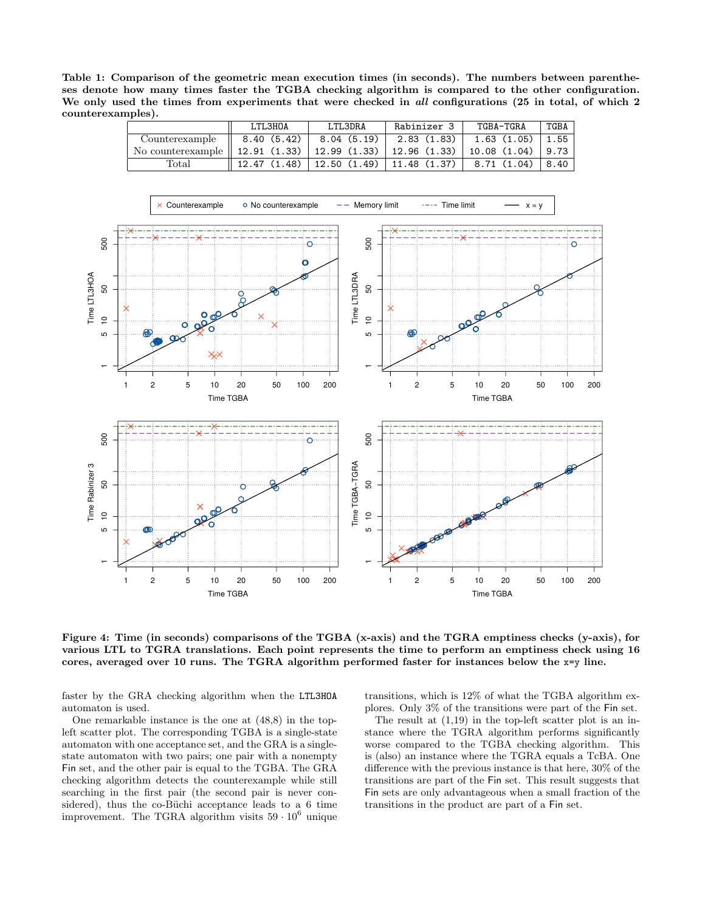**Table 1: Comparison of the geometric mean execution times (in seconds). The numbers between parentheses denote how many times faster the TGBA checking algorithm is compared to the other configuration. We only used the times from experiments that were checked in *all* configurations (25 in total, of which 2 counterexamples).**

| | LTL3HOA | LTL3DRA | Rabinizer 3 | TGBA-TGRA | TGBA |
|---|---|---|---|---|---|
| Counterexample | 8.40 (5.42) | 8.04 (5.19) | 2.83 (1.83) | 1.63 (1.05) | 1.55 |
| No counterexample | 12.91 (1.33) | 12.99 (1.33) | 12.96 (1.33) | 10.08 (1.04) | 9.73 |
| Total | 12.47 (1.48) | 12.50 (1.49) | 11.48 (1.37) | 8.71 (1.04) | 8.40 |

**Figure 4: Time (in seconds) comparisons of the TGBA (x-axis) and the TGRA emptiness checks (y-axis), for various LTL to TGRA translations. Each point represents the time to perform an emptiness check using 16 cores, averaged over 10 runs. The TGRA algorithm performed faster for instances below the x=y line.**

faster by the GRA checking algorithm when the LTL3HOA automaton is used.

One remarkable instance is the one at (48,8) in the top-left scatter plot. The corresponding TGBA is a single-state automaton with one acceptance set, and the GRA is a single-state automaton with two pairs; one pair with a nonempty Fin set, and the other pair is equal to the TGBA. The GRA checking algorithm detects the counterexample while still searching in the first pair (the second pair is never considered), thus the co-Büchi acceptance leads to a 6 time improvement. The TGRA algorithm visits $59 \cdot 10^6$ unique transitions, which is 12% of what the TGBA algorithm explores. Only 3% of the transitions were part of the Fin set.

The result at (1,19) in the top-left scatter plot is an instance where the TGRA algorithm performs significantly worse compared to the TGBA checking algorithm. This is (also) an instance where the TGRA equals a TcBA. One difference with the previous instance is that here, 30% of the transitions are part of the Fin set. This result suggests that Fin sets are only advantageous when a small fraction of the transitions in the product are part of a Fin set.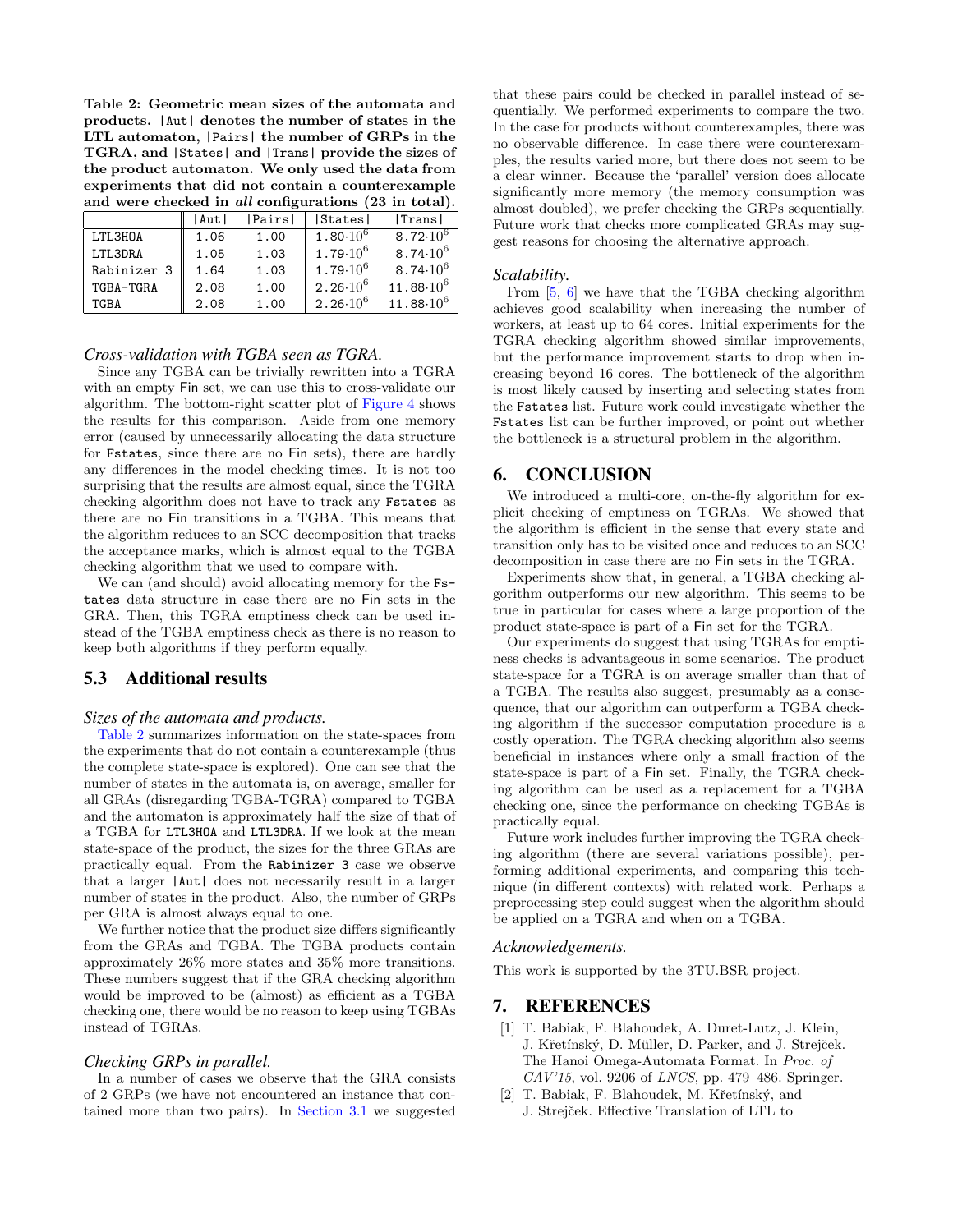**Table 2: Geometric mean sizes of the automata and products. |Aut| denotes the number of states in the LTL automaton, |Pairs| the number of GRPs in the TGRA, and |States| and |Trans| provide the sizes of the product automaton. We only used the data from experiments that did not contain a counterexample and were checked in *all* configurations (23 in total).**

| | \|Aut\| | \|Pairs\| | \|States\| | \|Trans\| |
|---|---|---|---|---|
| LTL3HOA | 1.06 | 1.00 | $1.80{\cdot}10^6$ | $8.72{\cdot}10^6$ |
| LTL3DRA | 1.05 | 1.03 | $1.79{\cdot}10^6$ | $8.74{\cdot}10^6$ |
| Rabinizer 3 | 1.64 | 1.03 | $1.79{\cdot}10^6$ | $8.74{\cdot}10^6$ |
| TGBA-TGRA | 2.08 | 1.00 | $2.26{\cdot}10^6$ | $11.88{\cdot}10^6$ |
| TGBA | 2.08 | 1.00 | $2.26{\cdot}10^6$ | $11.88{\cdot}10^6$ |

#### *Cross-validation with TGBA seen as TGRA.*

Since any TGBA can be trivially rewritten into a TGRA with an empty Fin set, we can use this to cross-validate our algorithm. The bottom-right scatter plot of Figure 4 shows the results for this comparison. Aside from one memory error (caused by unnecessarily allocating the data structure for Fstates, since there are no Fin sets), there are hardly any differences in the model checking times. It is not too surprising that the results are almost equal, since the TGRA checking algorithm does not have to track any Fstates as there are no Fin transitions in a TGBA. This means that the algorithm reduces to an SCC decomposition that tracks the acceptance marks, which is almost equal to the TGBA checking algorithm that we used to compare with.

We can (and should) avoid allocating memory for the Fstates data structure in case there are no Fin sets in the GRA. Then, this TGRA emptiness check can be used instead of the TGBA emptiness check as there is no reason to keep both algorithms if they perform equally.

### 5.3 Additional results

#### *Sizes of the automata and products.*

Table 2 summarizes information on the state-spaces from the experiments that do not contain a counterexample (thus the complete state-space is explored). One can see that the number of states in the automata is, on average, smaller for all GRAs (disregarding TGBA-TGRA) compared to TGBA and the automaton is approximately half the size of that of a TGBA for LTL3HOA and LTL3DRA. If we look at the mean state-space of the product, the sizes for the three GRAs are practically equal. From the Rabinizer 3 case we observe that a larger |Aut| does not necessarily result in a larger number of states in the product. Also, the number of GRPs per GRA is almost always equal to one.

We further notice that the product size differs significantly from the GRAs and TGBA. The TGBA products contain approximately 26% more states and 35% more transitions. These numbers suggest that if the GRA checking algorithm would be improved to be (almost) as efficient as a TGBA checking one, there would be no reason to keep using TGBAs instead of TGRAs.

#### *Checking GRPs in parallel.*

In a number of cases we observe that the GRA consists of 2 GRPs (we have not encountered an instance that contained more than two pairs). In Section 3.1 we suggested that these pairs could be checked in parallel instead of sequentially. We performed experiments to compare the two. In the case for products without counterexamples, there was no observable difference. In case there were counterexamples, the results varied more, but there does not seem to be a clear winner. Because the 'parallel' version does allocate significantly more memory (the memory consumption was almost doubled), we prefer checking the GRPs sequentially. Future work that checks more complicated GRAs may suggest reasons for choosing the alternative approach.

#### *Scalability.*

From [5, 6] we have that the TGBA checking algorithm achieves good scalability when increasing the number of workers, at least up to 64 cores. Initial experiments for the TGRA checking algorithm showed similar improvements, but the performance improvement starts to drop when increasing beyond 16 cores. The bottleneck of the algorithm is most likely caused by inserting and selecting states from the Fstates list. Future work could investigate whether the Fstates list can be further improved, or point out whether the bottleneck is a structural problem in the algorithm.

## 6. CONCLUSION

We introduced a multi-core, on-the-fly algorithm for explicit checking of emptiness on TGRAs. We showed that the algorithm is efficient in the sense that every state and transition only has to be visited once and reduces to an SCC decomposition in case there are no Fin sets in the TGRA.

Experiments show that, in general, a TGBA checking algorithm outperforms our new algorithm. This seems to be true in particular for cases where a large proportion of the product state-space is part of a Fin set for the TGRA.

Our experiments do suggest that using TGRAs for emptiness checks is advantageous in some scenarios. The product state-space for a TGRA is on average smaller than that of a TGBA. The results also suggest, presumably as a consequence, that our algorithm can outperform a TGBA checking algorithm if the successor computation procedure is a costly operation. The TGRA checking algorithm also seems beneficial in instances where only a small fraction of the state-space is part of a Fin set. Finally, the TGRA checking algorithm can be used as a replacement for a TGBA checking one, since the performance on checking TGBAs is practically equal.

Future work includes further improving the TGRA checking algorithm (there are several variations possible), performing additional experiments, and comparing this technique (in different contexts) with related work. Perhaps a preprocessing step could suggest when the algorithm should be applied on a TGRA and when on a TGBA.

#### *Acknowledgements.*

This work is supported by the 3TU.BSR project.

## 7. REFERENCES

[1] T. Babiak, F. Blahoudek, A. Duret-Lutz, J. Klein, J. Křetínský, D. Müller, D. Parker, and J. Strejček. The Hanoi Omega-Automata Format. In *Proc. of CAV'15*, vol. 9206 of *LNCS*, pp. 479–486. Springer.

[2] T. Babiak, F. Blahoudek, M. Křetínský, and J. Strejček. Effective Translation of LTL to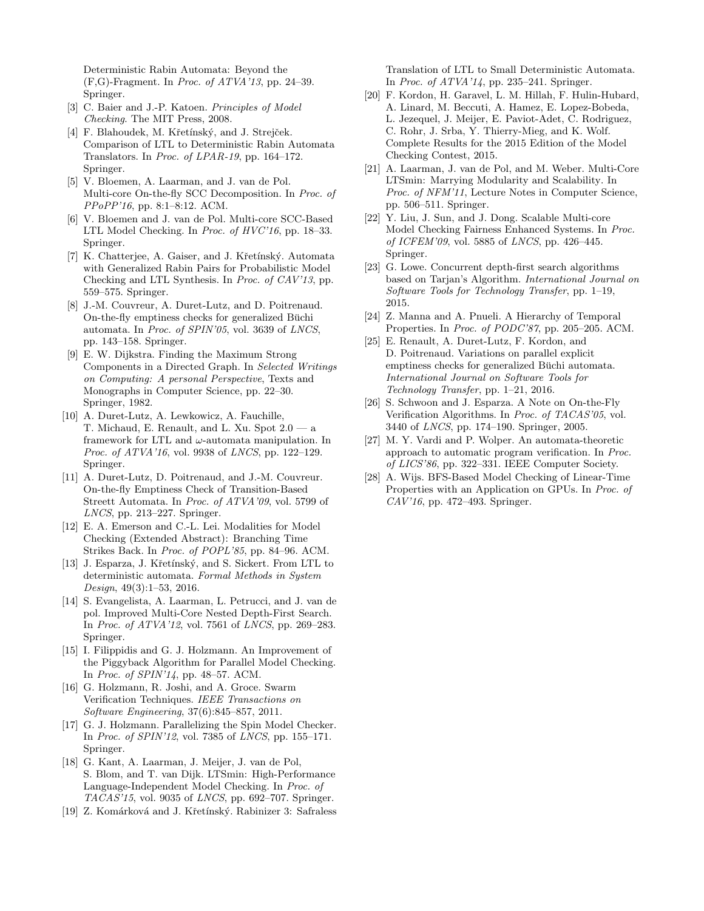Deterministic Rabin Automata: Beyond the (F,G)-Fragment. In *Proc. of ATVA'13*, pp. 24–39. Springer.

[3] C. Baier and J.-P. Katoen. *Principles of Model Checking*. The MIT Press, 2008.

[4] F. Blahoudek, M. Křetínský, and J. Strejček. Comparison of LTL to Deterministic Rabin Automata Translators. In *Proc. of LPAR-19*, pp. 164–172. Springer.

[5] V. Bloemen, A. Laarman, and J. van de Pol. Multi-core On-the-fly SCC Decomposition. In *Proc. of PPoPP'16*, pp. 8:1–8:12. ACM.

[6] V. Bloemen and J. van de Pol. Multi-core SCC-Based LTL Model Checking. In *Proc. of HVC'16*, pp. 18–33. Springer.

[7] K. Chatterjee, A. Gaiser, and J. Křetínský. Automata with Generalized Rabin Pairs for Probabilistic Model Checking and LTL Synthesis. In *Proc. of CAV'13*, pp. 559–575. Springer.

[8] J.-M. Couvreur, A. Duret-Lutz, and D. Poitrenaud. On-the-fly emptiness checks for generalized Büchi automata. In *Proc. of SPIN'05*, vol. 3639 of *LNCS*, pp. 143–158. Springer.

[9] E. W. Dijkstra. Finding the Maximum Strong Components in a Directed Graph. In *Selected Writings on Computing: A personal Perspective*, Texts and Monographs in Computer Science, pp. 22–30. Springer, 1982.

[10] A. Duret-Lutz, A. Lewkowicz, A. Fauchille, T. Michaud, E. Renault, and L. Xu. Spot 2.0 — a framework for LTL and $\omega$-automata manipulation. In *Proc. of ATVA'16*, vol. 9938 of *LNCS*, pp. 122–129. Springer.

[11] A. Duret-Lutz, D. Poitrenaud, and J.-M. Couvreur. On-the-fly Emptiness Check of Transition-Based Streett Automata. In *Proc. of ATVA'09*, vol. 5799 of *LNCS*, pp. 213–227. Springer.

[12] E. A. Emerson and C.-L. Lei. Modalities for Model Checking (Extended Abstract): Branching Time Strikes Back. In *Proc. of POPL'85*, pp. 84–96. ACM.

[13] J. Esparza, J. Křetínský, and S. Sickert. From LTL to deterministic automata. *Formal Methods in System Design*, 49(3):1–53, 2016.

[14] S. Evangelista, A. Laarman, L. Petrucci, and J. van de pol. Improved Multi-Core Nested Depth-First Search. In *Proc. of ATVA'12*, vol. 7561 of *LNCS*, pp. 269–283. Springer.

[15] I. Filippidis and G. J. Holzmann. An Improvement of the Piggyback Algorithm for Parallel Model Checking. In *Proc. of SPIN'14*, pp. 48–57. ACM.

[16] G. Holzmann, R. Joshi, and A. Groce. Swarm Verification Techniques. *IEEE Transactions on Software Engineering*, 37(6):845–857, 2011.

[17] G. J. Holzmann. Parallelizing the Spin Model Checker. In *Proc. of SPIN'12*, vol. 7385 of *LNCS*, pp. 155–171. Springer.

[18] G. Kant, A. Laarman, J. Meijer, J. van de Pol, S. Blom, and T. van Dijk. LTSmin: High-Performance Language-Independent Model Checking. In *Proc. of TACAS'15*, vol. 9035 of *LNCS*, pp. 692–707. Springer.

[19] Z. Komárková and J. Křetínský. Rabinizer 3: Safraless Translation of LTL to Small Deterministic Automata. In *Proc. of ATVA'14*, pp. 235–241. Springer.

[20] F. Kordon, H. Garavel, L. M. Hillah, F. Hulin-Hubard, A. Linard, M. Beccuti, A. Hamez, E. Lopez-Bobeda, L. Jezequel, J. Meijer, E. Paviot-Adet, C. Rodriguez, C. Rohr, J. Srba, Y. Thierry-Mieg, and K. Wolf. Complete Results for the 2015 Edition of the Model Checking Contest, 2015.

[21] A. Laarman, J. van de Pol, and M. Weber. Multi-Core LTSmin: Marrying Modularity and Scalability. In *Proc. of NFM'11*, Lecture Notes in Computer Science, pp. 506–511. Springer.

[22] Y. Liu, J. Sun, and J. Dong. Scalable Multi-core Model Checking Fairness Enhanced Systems. In *Proc. of ICFEM'09*, vol. 5885 of *LNCS*, pp. 426–445. Springer.

[23] G. Lowe. Concurrent depth-first search algorithms based on Tarjan's Algorithm. *International Journal on Software Tools for Technology Transfer*, pp. 1–19, 2015.

[24] Z. Manna and A. Pnueli. A Hierarchy of Temporal Properties. In *Proc. of PODC'87*, pp. 205–205. ACM.

[25] E. Renault, A. Duret-Lutz, F. Kordon, and D. Poitrenaud. Variations on parallel explicit emptiness checks for generalized Büchi automata. *International Journal on Software Tools for Technology Transfer*, pp. 1–21, 2016.

[26] S. Schwoon and J. Esparza. A Note on On-the-Fly Verification Algorithms. In *Proc. of TACAS'05*, vol. 3440 of *LNCS*, pp. 174–190. Springer, 2005.

[27] M. Y. Vardi and P. Wolper. An automata-theoretic approach to automatic program verification. In *Proc. of LICS'86*, pp. 322–331. IEEE Computer Society.

[28] A. Wijs. BFS-Based Model Checking of Linear-Time Properties with an Application on GPUs. In *Proc. of CAV'16*, pp. 472–493. Springer.